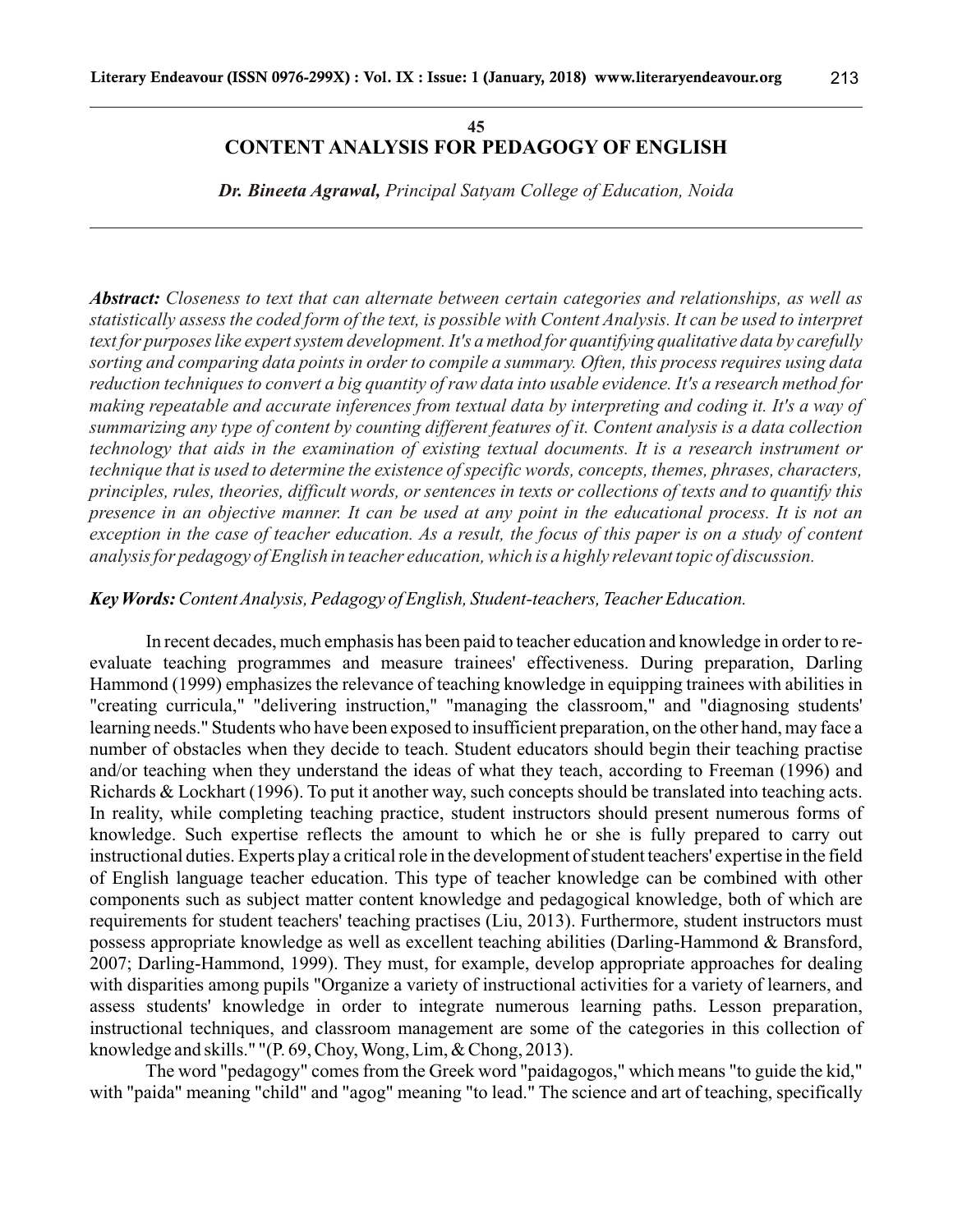**45**

# CONTENT ANALYSIS FOR PEDAGOGY OF ENGLISH

***Dr. Bineeta Agrawal,*** *Principal Satyam College of Education, Noida*

***Abstract:*** *Closeness to text that can alternate between certain categories and relationships, as well as statistically assess the coded form of the text, is possible with Content Analysis. It can be used to interpret text for purposes like expert system development. It's a method for quantifying qualitative data by carefully sorting and comparing data points in order to compile a summary. Often, this process requires using data reduction techniques to convert a big quantity of raw data into usable evidence. It's a research method for making repeatable and accurate inferences from textual data by interpreting and coding it. It's a way of summarizing any type of content by counting different features of it. Content analysis is a data collection technology that aids in the examination of existing textual documents. It is a research instrument or technique that is used to determine the existence of specific words, concepts, themes, phrases, characters, principles, rules, theories, difficult words, or sentences in texts or collections of texts and to quantify this presence in an objective manner. It can be used at any point in the educational process. It is not an exception in the case of teacher education. As a result, the focus of this paper is on a study of content analysis for pedagogy of English in teacher education, which is a highly relevant topic of discussion.*

***Key Words:*** *Content Analysis, Pedagogy of English, Student-teachers, Teacher Education.*

In recent decades, much emphasis has been paid to teacher education and knowledge in order to re-evaluate teaching programmes and measure trainees' effectiveness. During preparation, Darling Hammond (1999) emphasizes the relevance of teaching knowledge in equipping trainees with abilities in "creating curricula," "delivering instruction," "managing the classroom," and "diagnosing students' learning needs." Students who have been exposed to insufficient preparation, on the other hand, may face a number of obstacles when they decide to teach. Student educators should begin their teaching practise and/or teaching when they understand the ideas of what they teach, according to Freeman (1996) and Richards & Lockhart (1996). To put it another way, such concepts should be translated into teaching acts. In reality, while completing teaching practice, student instructors should present numerous forms of knowledge. Such expertise reflects the amount to which he or she is fully prepared to carry out instructional duties. Experts play a critical role in the development of student teachers' expertise in the field of English language teacher education. This type of teacher knowledge can be combined with other components such as subject matter content knowledge and pedagogical knowledge, both of which are requirements for student teachers' teaching practises (Liu, 2013). Furthermore, student instructors must possess appropriate knowledge as well as excellent teaching abilities (Darling-Hammond & Bransford, 2007; Darling-Hammond, 1999). They must, for example, develop appropriate approaches for dealing with disparities among pupils "Organize a variety of instructional activities for a variety of learners, and assess students' knowledge in order to integrate numerous learning paths. Lesson preparation, instructional techniques, and classroom management are some of the categories in this collection of knowledge and skills." "(P. 69, Choy, Wong, Lim, & Chong, 2013).

The word "pedagogy" comes from the Greek word "paidagogos," which means "to guide the kid," with "paida" meaning "child" and "agog" meaning "to lead." The science and art of teaching, specifically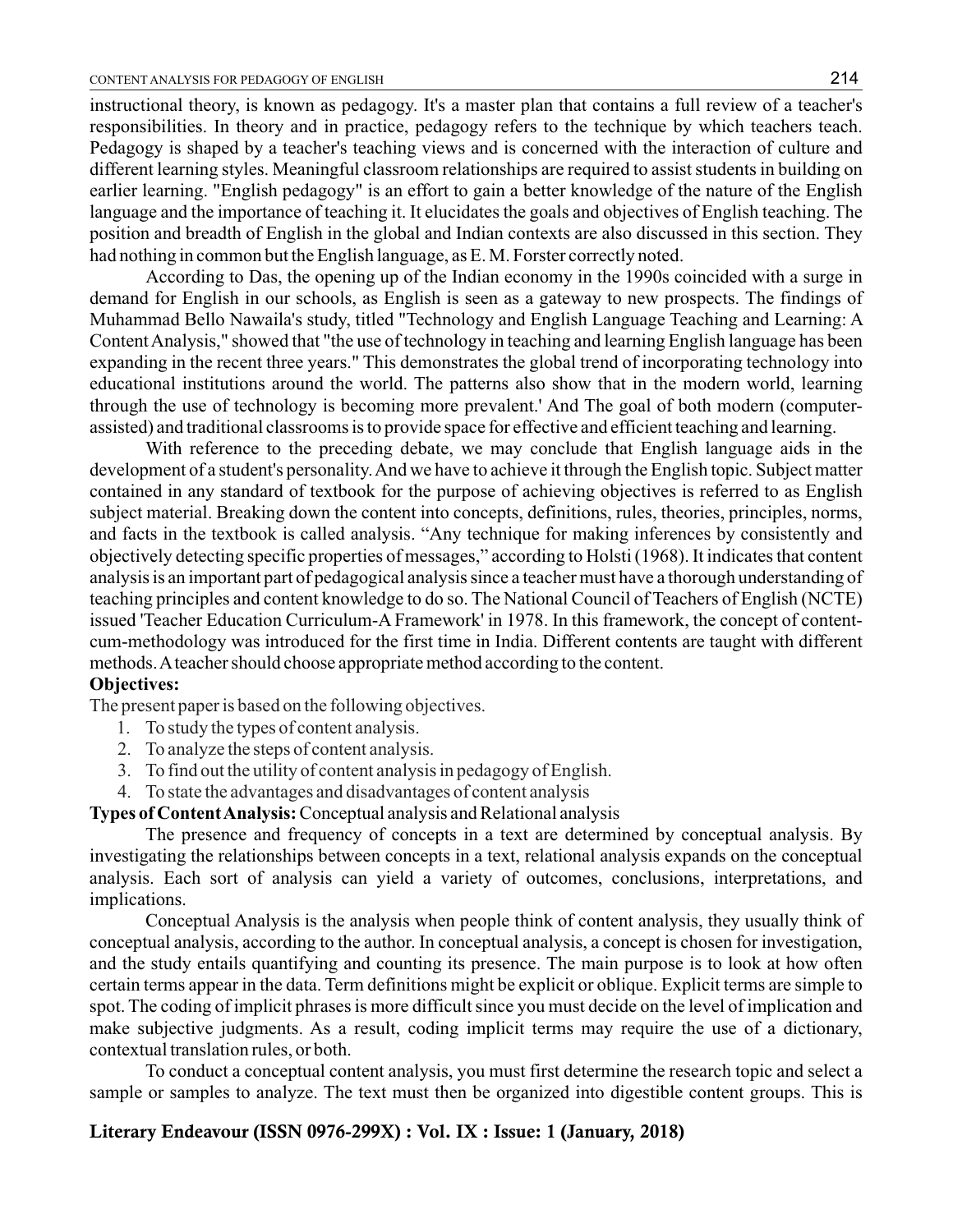instructional theory, is known as pedagogy. It's a master plan that contains a full review of a teacher's responsibilities. In theory and in practice, pedagogy refers to the technique by which teachers teach. Pedagogy is shaped by a teacher's teaching views and is concerned with the interaction of culture and different learning styles. Meaningful classroom relationships are required to assist students in building on earlier learning. "English pedagogy" is an effort to gain a better knowledge of the nature of the English language and the importance of teaching it. It elucidates the goals and objectives of English teaching. The position and breadth of English in the global and Indian contexts are also discussed in this section. They had nothing in common but the English language, as E. M. Forster correctly noted.

According to Das, the opening up of the Indian economy in the 1990s coincided with a surge in demand for English in our schools, as English is seen as a gateway to new prospects. The findings of Muhammad Bello Nawaila's study, titled "Technology and English Language Teaching and Learning: A Content Analysis," showed that "the use of technology in teaching and learning English language has been expanding in the recent three years." This demonstrates the global trend of incorporating technology into educational institutions around the world. The patterns also show that in the modern world, learning through the use of technology is becoming more prevalent.' And The goal of both modern (computer-assisted) and traditional classrooms is to provide space for effective and efficient teaching and learning.

With reference to the preceding debate, we may conclude that English language aids in the development of a student's personality. And we have to achieve it through the English topic. Subject matter contained in any standard of textbook for the purpose of achieving objectives is referred to as English subject material. Breaking down the content into concepts, definitions, rules, theories, principles, norms, and facts in the textbook is called analysis. "Any technique for making inferences by consistently and objectively detecting specific properties of messages," according to Holsti (1968). It indicates that content analysis is an important part of pedagogical analysis since a teacher must have a thorough understanding of teaching principles and content knowledge to do so. The National Council of Teachers of English (NCTE) issued 'Teacher Education Curriculum-A Framework' in 1978. In this framework, the concept of content-cum-methodology was introduced for the first time in India. Different contents are taught with different methods. A teacher should choose appropriate method according to the content.

**Objectives:**

The present paper is based on the following objectives.

1. To study the types of content analysis.
2. To analyze the steps of content analysis.
3. To find out the utility of content analysis in pedagogy of English.
4. To state the advantages and disadvantages of content analysis

**Types of Content Analysis:** Conceptual analysis and Relational analysis

The presence and frequency of concepts in a text are determined by conceptual analysis. By investigating the relationships between concepts in a text, relational analysis expands on the conceptual analysis. Each sort of analysis can yield a variety of outcomes, conclusions, interpretations, and implications.

Conceptual Analysis is the analysis when people think of content analysis, they usually think of conceptual analysis, according to the author. In conceptual analysis, a concept is chosen for investigation, and the study entails quantifying and counting its presence. The main purpose is to look at how often certain terms appear in the data. Term definitions might be explicit or oblique. Explicit terms are simple to spot. The coding of implicit phrases is more difficult since you must decide on the level of implication and make subjective judgments. As a result, coding implicit terms may require the use of a dictionary, contextual translation rules, or both.

To conduct a conceptual content analysis, you must first determine the research topic and select a sample or samples to analyze. The text must then be organized into digestible content groups. This is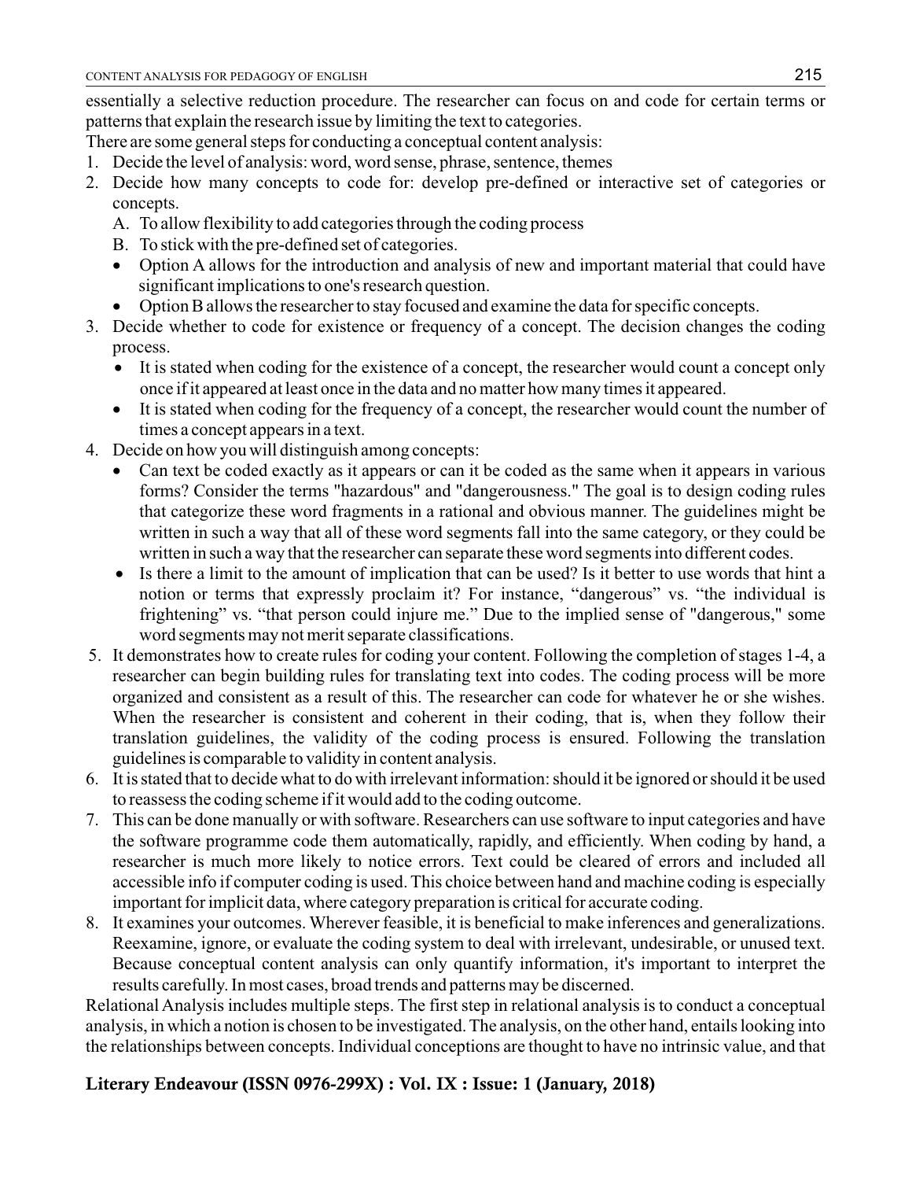essentially a selective reduction procedure. The researcher can focus on and code for certain terms or patterns that explain the research issue by limiting the text to categories.

There are some general steps for conducting a conceptual content analysis:

1. Decide the level of analysis: word, word sense, phrase, sentence, themes
2. Decide how many concepts to code for: develop pre-defined or interactive set of categories or concepts.
   A. To allow flexibility to add categories through the coding process
   B. To stick with the pre-defined set of categories.
   - Option A allows for the introduction and analysis of new and important material that could have significant implications to one's research question.
   - Option B allows the researcher to stay focused and examine the data for specific concepts.
3. Decide whether to code for existence or frequency of a concept. The decision changes the coding process.
   - It is stated when coding for the existence of a concept, the researcher would count a concept only once if it appeared at least once in the data and no matter how many times it appeared.
   - It is stated when coding for the frequency of a concept, the researcher would count the number of times a concept appears in a text.
4. Decide on how you will distinguish among concepts:
   - Can text be coded exactly as it appears or can it be coded as the same when it appears in various forms? Consider the terms "hazardous" and "dangerousness." The goal is to design coding rules that categorize these word fragments in a rational and obvious manner. The guidelines might be written in such a way that all of these word segments fall into the same category, or they could be written in such a way that the researcher can separate these word segments into different codes.
   - Is there a limit to the amount of implication that can be used? Is it better to use words that hint a notion or terms that expressly proclaim it? For instance, "dangerous" vs. "the individual is frightening" vs. "that person could injure me." Due to the implied sense of "dangerous," some word segments may not merit separate classifications.
5. It demonstrates how to create rules for coding your content. Following the completion of stages 1-4, a researcher can begin building rules for translating text into codes. The coding process will be more organized and consistent as a result of this. The researcher can code for whatever he or she wishes. When the researcher is consistent and coherent in their coding, that is, when they follow their translation guidelines, the validity of the coding process is ensured. Following the translation guidelines is comparable to validity in content analysis.
6. It is stated that to decide what to do with irrelevant information: should it be ignored or should it be used to reassess the coding scheme if it would add to the coding outcome.
7. This can be done manually or with software. Researchers can use software to input categories and have the software programme code them automatically, rapidly, and efficiently. When coding by hand, a researcher is much more likely to notice errors. Text could be cleared of errors and included all accessible info if computer coding is used. This choice between hand and machine coding is especially important for implicit data, where category preparation is critical for accurate coding.
8. It examines your outcomes. Wherever feasible, it is beneficial to make inferences and generalizations. Reexamine, ignore, or evaluate the coding system to deal with irrelevant, undesirable, or unused text. Because conceptual content analysis can only quantify information, it's important to interpret the results carefully. In most cases, broad trends and patterns may be discerned.

Relational Analysis includes multiple steps. The first step in relational analysis is to conduct a conceptual analysis, in which a notion is chosen to be investigated. The analysis, on the other hand, entails looking into the relationships between concepts. Individual conceptions are thought to have no intrinsic value, and that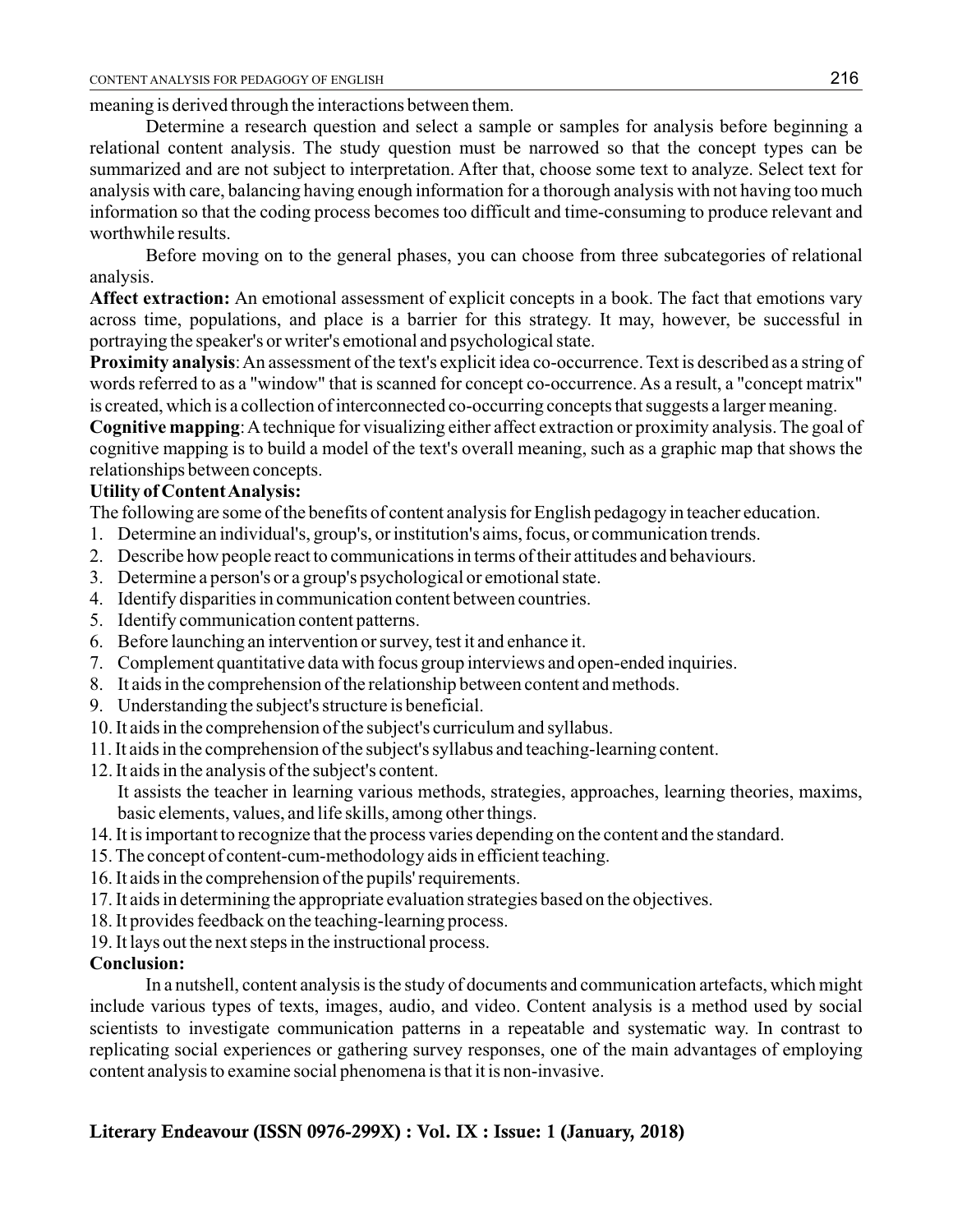meaning is derived through the interactions between them.

Determine a research question and select a sample or samples for analysis before beginning a relational content analysis. The study question must be narrowed so that the concept types can be summarized and are not subject to interpretation. After that, choose some text to analyze. Select text for analysis with care, balancing having enough information for a thorough analysis with not having too much information so that the coding process becomes too difficult and time-consuming to produce relevant and worthwhile results.

Before moving on to the general phases, you can choose from three subcategories of relational analysis.

**Affect extraction:** An emotional assessment of explicit concepts in a book. The fact that emotions vary across time, populations, and place is a barrier for this strategy. It may, however, be successful in portraying the speaker's or writer's emotional and psychological state.

**Proximity analysis**: An assessment of the text's explicit idea co-occurrence. Text is described as a string of words referred to as a "window" that is scanned for concept co-occurrence. As a result, a "concept matrix" is created, which is a collection of interconnected co-occurring concepts that suggests a larger meaning.

**Cognitive mapping**: A technique for visualizing either affect extraction or proximity analysis. The goal of cognitive mapping is to build a model of the text's overall meaning, such as a graphic map that shows the relationships between concepts.

**Utility of Content Analysis:**

The following are some of the benefits of content analysis for English pedagogy in teacher education.

1. Determine an individual's, group's, or institution's aims, focus, or communication trends.
2. Describe how people react to communications in terms of their attitudes and behaviours.
3. Determine a person's or a group's psychological or emotional state.
4. Identify disparities in communication content between countries.
5. Identify communication content patterns.
6. Before launching an intervention or survey, test it and enhance it.
7. Complement quantitative data with focus group interviews and open-ended inquiries.
8. It aids in the comprehension of the relationship between content and methods.
9. Understanding the subject's structure is beneficial.
10. It aids in the comprehension of the subject's curriculum and syllabus.
11. It aids in the comprehension of the subject's syllabus and teaching-learning content.
12. It aids in the analysis of the subject's content.
    It assists the teacher in learning various methods, strategies, approaches, learning theories, maxims, basic elements, values, and life skills, among other things.
14. It is important to recognize that the process varies depending on the content and the standard.
15. The concept of content-cum-methodology aids in efficient teaching.
16. It aids in the comprehension of the pupils' requirements.
17. It aids in determining the appropriate evaluation strategies based on the objectives.
18. It provides feedback on the teaching-learning process.
19. It lays out the next steps in the instructional process.

**Conclusion:**

In a nutshell, content analysis is the study of documents and communication artefacts, which might include various types of texts, images, audio, and video. Content analysis is a method used by social scientists to investigate communication patterns in a repeatable and systematic way. In contrast to replicating social experiences or gathering survey responses, one of the main advantages of employing content analysis to examine social phenomena is that it is non-invasive.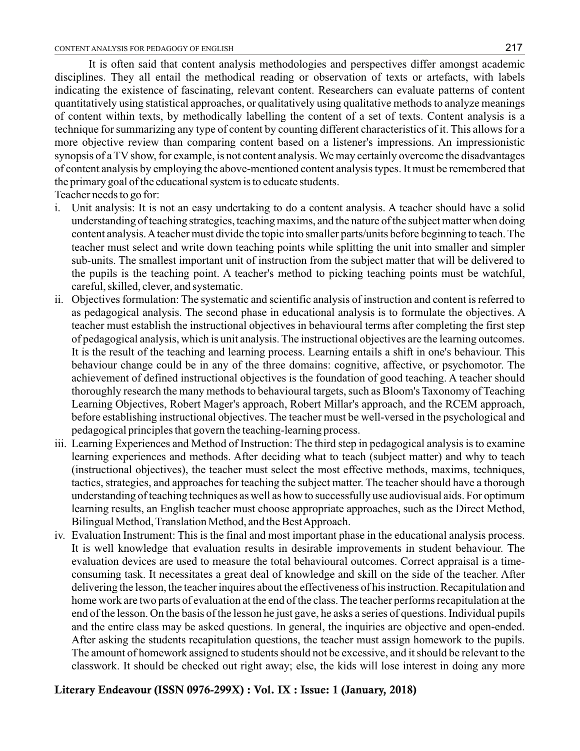It is often said that content analysis methodologies and perspectives differ amongst academic disciplines. They all entail the methodical reading or observation of texts or artefacts, with labels indicating the existence of fascinating, relevant content. Researchers can evaluate patterns of content quantitatively using statistical approaches, or qualitatively using qualitative methods to analyze meanings of content within texts, by methodically labelling the content of a set of texts. Content analysis is a technique for summarizing any type of content by counting different characteristics of it. This allows for a more objective review than comparing content based on a listener's impressions. An impressionistic synopsis of a TV show, for example, is not content analysis. We may certainly overcome the disadvantages of content analysis by employing the above-mentioned content analysis types. It must be remembered that the primary goal of the educational system is to educate students.

Teacher needs to go for:

i. Unit analysis: It is not an easy undertaking to do a content analysis. A teacher should have a solid understanding of teaching strategies, teaching maxims, and the nature of the subject matter when doing content analysis. A teacher must divide the topic into smaller parts/units before beginning to teach. The teacher must select and write down teaching points while splitting the unit into smaller and simpler sub-units. The smallest important unit of instruction from the subject matter that will be delivered to the pupils is the teaching point. A teacher's method to picking teaching points must be watchful, careful, skilled, clever, and systematic.

ii. Objectives formulation: The systematic and scientific analysis of instruction and content is referred to as pedagogical analysis. The second phase in educational analysis is to formulate the objectives. A teacher must establish the instructional objectives in behavioural terms after completing the first step of pedagogical analysis, which is unit analysis. The instructional objectives are the learning outcomes. It is the result of the teaching and learning process. Learning entails a shift in one's behaviour. This behaviour change could be in any of the three domains: cognitive, affective, or psychomotor. The achievement of defined instructional objectives is the foundation of good teaching. A teacher should thoroughly research the many methods to behavioural targets, such as Bloom's Taxonomy of Teaching Learning Objectives, Robert Mager's approach, Robert Millar's approach, and the RCEM approach, before establishing instructional objectives. The teacher must be well-versed in the psychological and pedagogical principles that govern the teaching-learning process.

iii. Learning Experiences and Method of Instruction: The third step in pedagogical analysis is to examine learning experiences and methods. After deciding what to teach (subject matter) and why to teach (instructional objectives), the teacher must select the most effective methods, maxims, techniques, tactics, strategies, and approaches for teaching the subject matter. The teacher should have a thorough understanding of teaching techniques as well as how to successfully use audiovisual aids. For optimum learning results, an English teacher must choose appropriate approaches, such as the Direct Method, Bilingual Method, Translation Method, and the Best Approach.

iv. Evaluation Instrument: This is the final and most important phase in the educational analysis process. It is well knowledge that evaluation results in desirable improvements in student behaviour. The evaluation devices are used to measure the total behavioural outcomes. Correct appraisal is a time-consuming task. It necessitates a great deal of knowledge and skill on the side of the teacher. After delivering the lesson, the teacher inquires about the effectiveness of his instruction. Recapitulation and home work are two parts of evaluation at the end of the class. The teacher performs recapitulation at the end of the lesson. On the basis of the lesson he just gave, he asks a series of questions. Individual pupils and the entire class may be asked questions. In general, the inquiries are objective and open-ended. After asking the students recapitulation questions, the teacher must assign homework to the pupils. The amount of homework assigned to students should not be excessive, and it should be relevant to the classwork. It should be checked out right away; else, the kids will lose interest in doing any more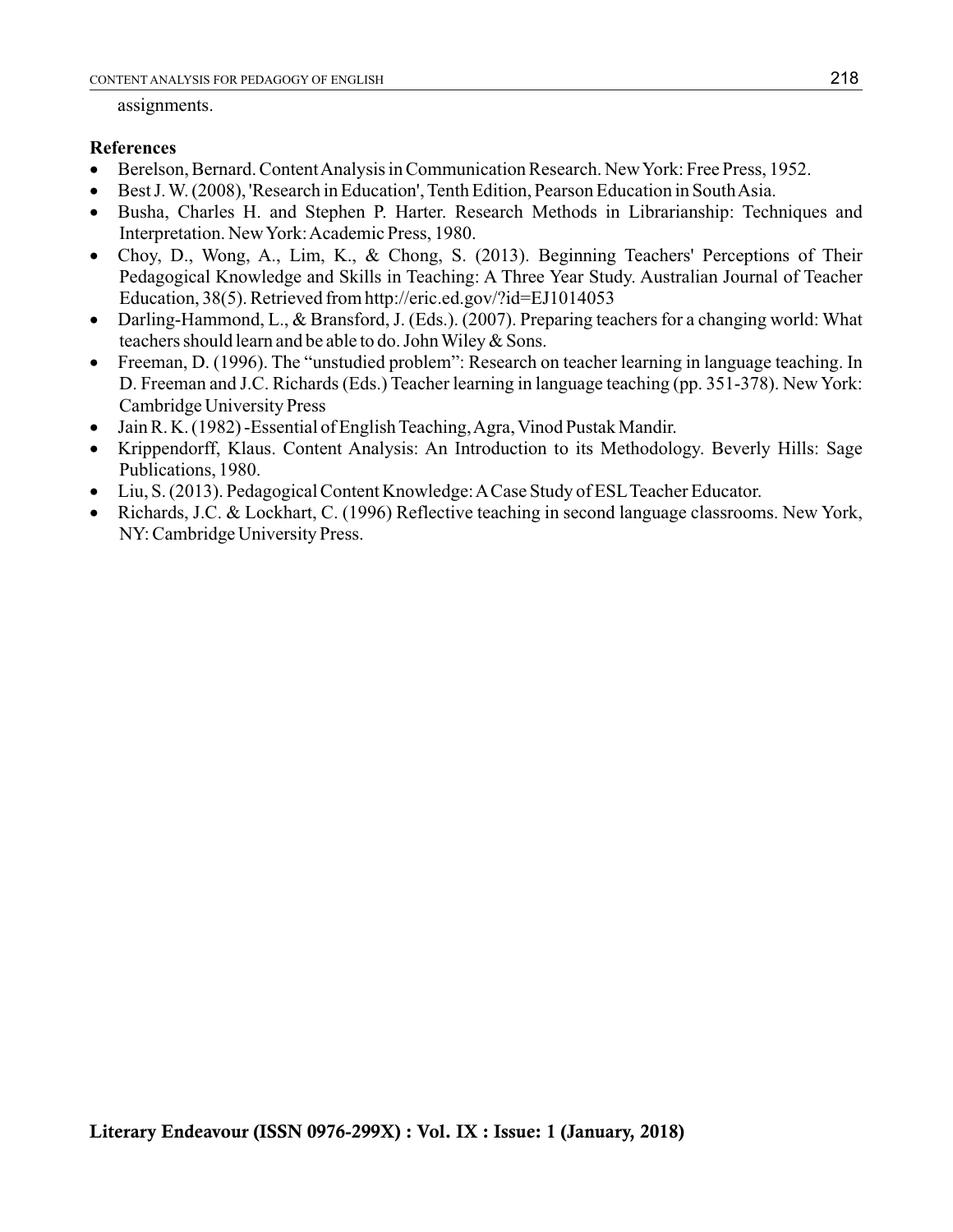assignments.

**References**

- Berelson, Bernard. Content Analysis in Communication Research. New York: Free Press, 1952.
- Best J. W. (2008), 'Research in Education', Tenth Edition, Pearson Education in South Asia.
- Busha, Charles H. and Stephen P. Harter. Research Methods in Librarianship: Techniques and Interpretation. New York: Academic Press, 1980.
- Choy, D., Wong, A., Lim, K., & Chong, S. (2013). Beginning Teachers' Perceptions of Their Pedagogical Knowledge and Skills in Teaching: A Three Year Study. Australian Journal of Teacher Education, 38(5). Retrieved from http://eric.ed.gov/?id=EJ1014053
- Darling-Hammond, L., & Bransford, J. (Eds.). (2007). Preparing teachers for a changing world: What teachers should learn and be able to do. John Wiley & Sons.
- Freeman, D. (1996). The "unstudied problem": Research on teacher learning in language teaching. In D. Freeman and J.C. Richards (Eds.) Teacher learning in language teaching (pp. 351-378). New York: Cambridge University Press
- Jain R. K. (1982) -Essential of English Teaching, Agra, Vinod Pustak Mandir.
- Krippendorff, Klaus. Content Analysis: An Introduction to its Methodology. Beverly Hills: Sage Publications, 1980.
- Liu, S. (2013). Pedagogical Content Knowledge: A Case Study of ESL Teacher Educator.
- Richards, J.C. & Lockhart, C. (1996) Reflective teaching in second language classrooms. New York, NY: Cambridge University Press.